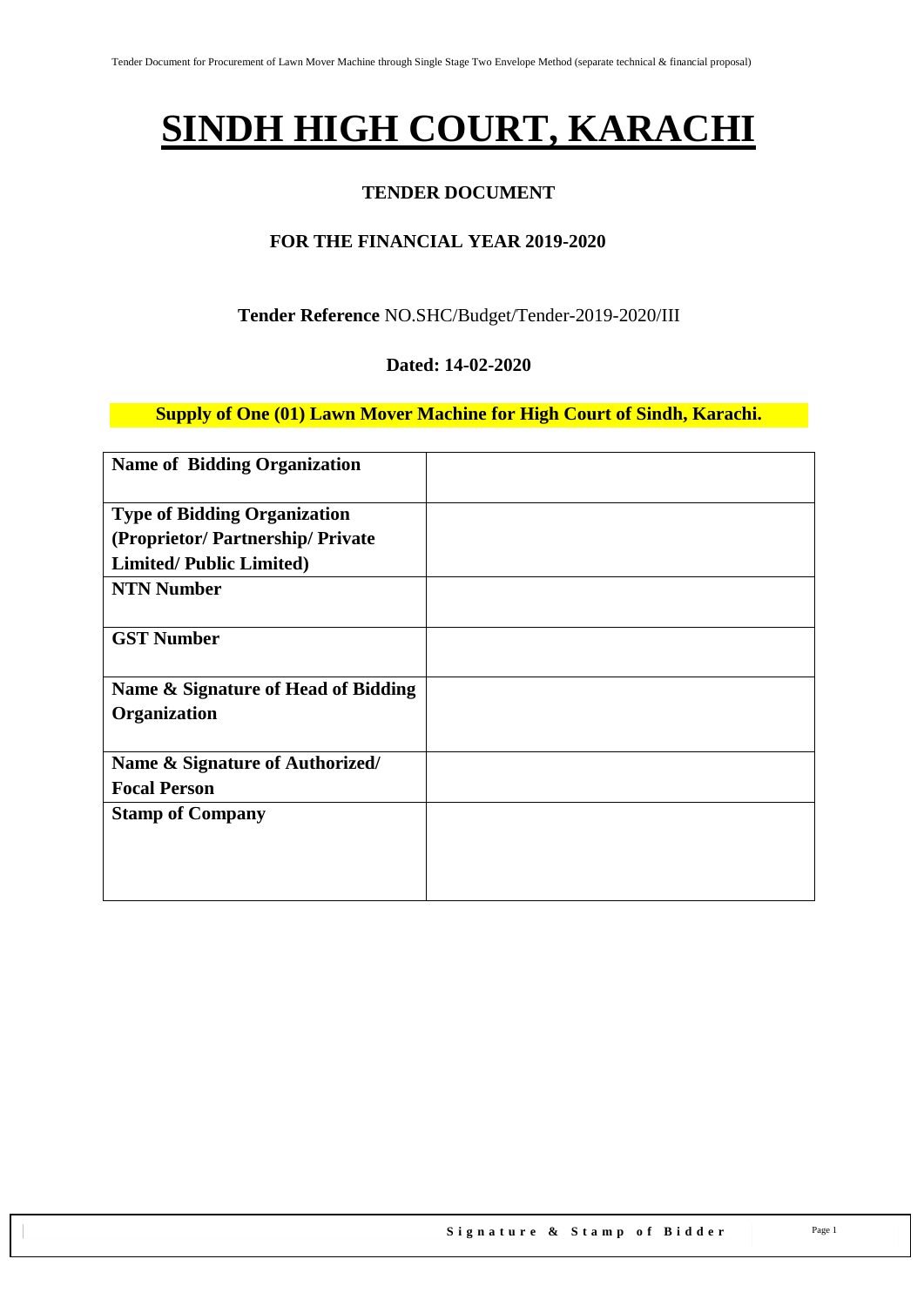# SINDH HIGH COURT, KARACHI

## TENDER DOCUMENT

### FOR THE FINANCIAL YEAR 2019-2020

**Tender Reference** NO.SHC/Budget/Tender-2019-2020/III

**Dated: 14-02-2020**

**Supply of One (01) Lawn Mover Machine for High Court of Sindh, Karachi.**

| **Name of Bidding Organization** | |
|---|---|
| **Type of Bidding Organization (Proprietor/ Partnership/ Private Limited/ Public Limited)** | |
| **NTN Number** | |
| **GST Number** | |
| **Name & Signature of Head of Bidding Organization** | |
| **Name & Signature of Authorized/ Focal Person** | |
| **Stamp of Company** | |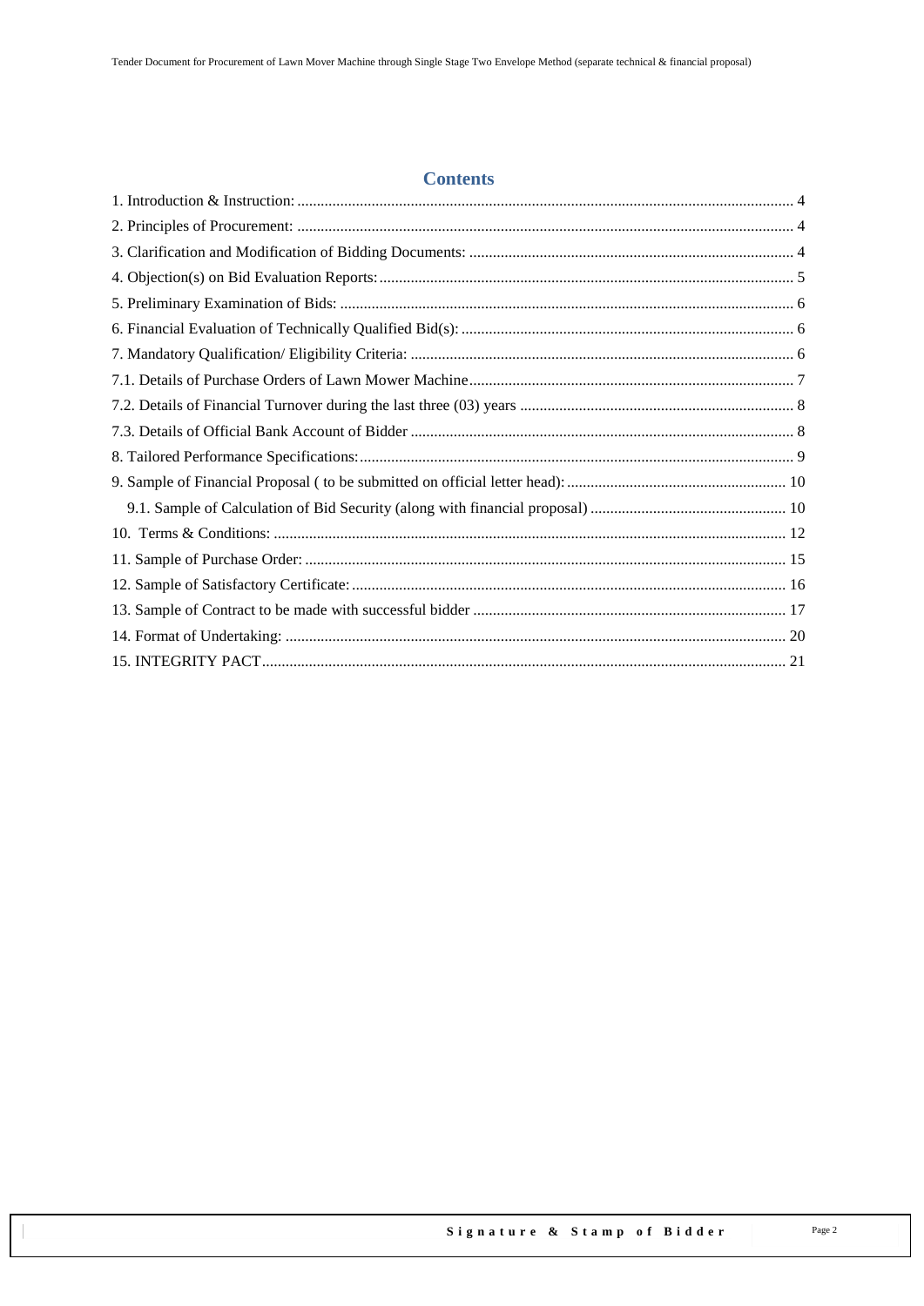## Contents

1. Introduction & Instruction: ..... 4
2. Principles of Procurement: ..... 4
3. Clarification and Modification of Bidding Documents: ..... 4
4. Objection(s) on Bid Evaluation Reports: ..... 5
5. Preliminary Examination of Bids: ..... 6
6. Financial Evaluation of Technically Qualified Bid(s): ..... 6
7. Mandatory Qualification/ Eligibility Criteria: ..... 6
7.1. Details of Purchase Orders of Lawn Mower Machine ..... 7
7.2. Details of Financial Turnover during the last three (03) years ..... 8
7.3. Details of Official Bank Account of Bidder ..... 8
8. Tailored Performance Specifications: ..... 9
9. Sample of Financial Proposal ( to be submitted on official letter head): ..... 10
   9.1. Sample of Calculation of Bid Security (along with financial proposal) ..... 10
10. Terms & Conditions: ..... 12
11. Sample of Purchase Order: ..... 15
12. Sample of Satisfactory Certificate: ..... 16
13. Sample of Contract to be made with successful bidder ..... 17
14. Format of Undertaking: ..... 20
15. INTEGRITY PACT ..... 21

Signature & Stamp of Bidder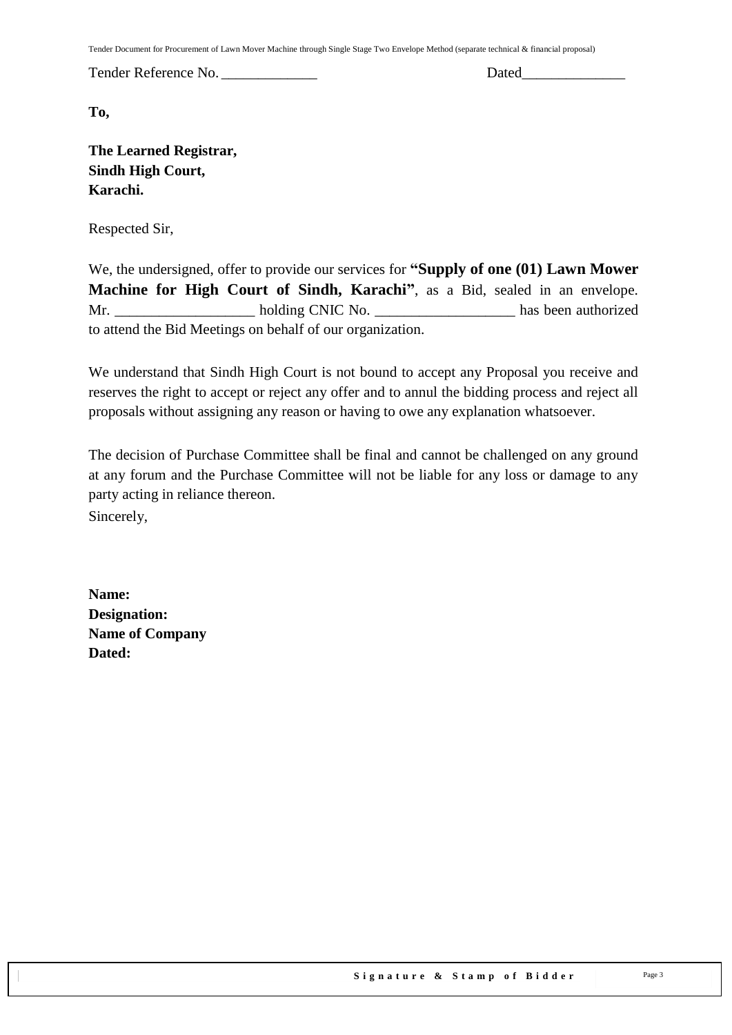Tender Reference No. _____________ Dated______________

**To,**

**The Learned Registrar,**
**Sindh High Court,**
**Karachi.**

Respected Sir,

We, the undersigned, offer to provide our services for **"Supply of one (01) Lawn Mower Machine for High Court of Sindh, Karachi"**, as a Bid, sealed in an envelope. Mr. ___________________ holding CNIC No. ___________________ has been authorized to attend the Bid Meetings on behalf of our organization.

We understand that Sindh High Court is not bound to accept any Proposal you receive and reserves the right to accept or reject any offer and to annul the bidding process and reject all proposals without assigning any reason or having to owe any explanation whatsoever.

The decision of Purchase Committee shall be final and cannot be challenged on any ground at any forum and the Purchase Committee will not be liable for any loss or damage to any party acting in reliance thereon.

Sincerely,

**Name:**
**Designation:**
**Name of Company**
**Dated:**

**Signature & Stamp of Bidder**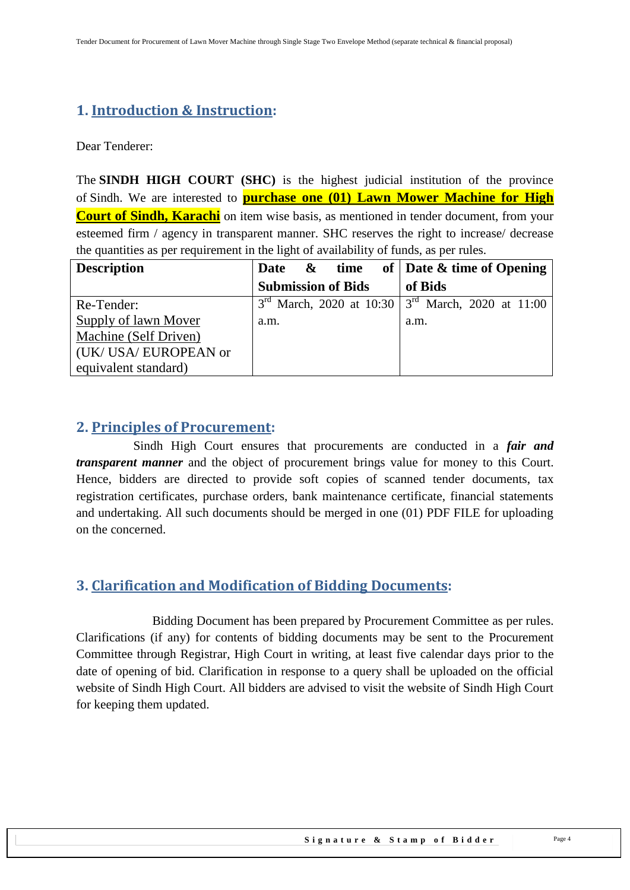## 1. Introduction & Instruction:

Dear Tenderer:

The **SINDH HIGH COURT (SHC)** is the highest judicial institution of the province of Sindh. We are interested to **purchase one (01) Lawn Mower Machine for High Court of Sindh, Karachi** on item wise basis, as mentioned in tender document, from your esteemed firm / agency in transparent manner. SHC reserves the right to increase/ decrease the quantities as per requirement in the light of availability of funds, as per rules.

| Description | Date & time of Submission of Bids | Date & time of Opening of Bids |
|---|---|---|
| Re-Tender: Supply of lawn Mover Machine (Self Driven) (UK/ USA/ EUROPEAN or equivalent standard) | 3rd March, 2020 at 10:30 a.m. | 3rd March, 2020 at 11:00 a.m. |

## 2. Principles of Procurement:

Sindh High Court ensures that procurements are conducted in a ***fair and transparent manner*** and the object of procurement brings value for money to this Court. Hence, bidders are directed to provide soft copies of scanned tender documents, tax registration certificates, purchase orders, bank maintenance certificate, financial statements and undertaking. All such documents should be merged in one (01) PDF FILE for uploading on the concerned.

## 3. Clarification and Modification of Bidding Documents:

Bidding Document has been prepared by Procurement Committee as per rules. Clarifications (if any) for contents of bidding documents may be sent to the Procurement Committee through Registrar, High Court in writing, at least five calendar days prior to the date of opening of bid. Clarification in response to a query shall be uploaded on the official website of Sindh High Court. All bidders are advised to visit the website of Sindh High Court for keeping them updated.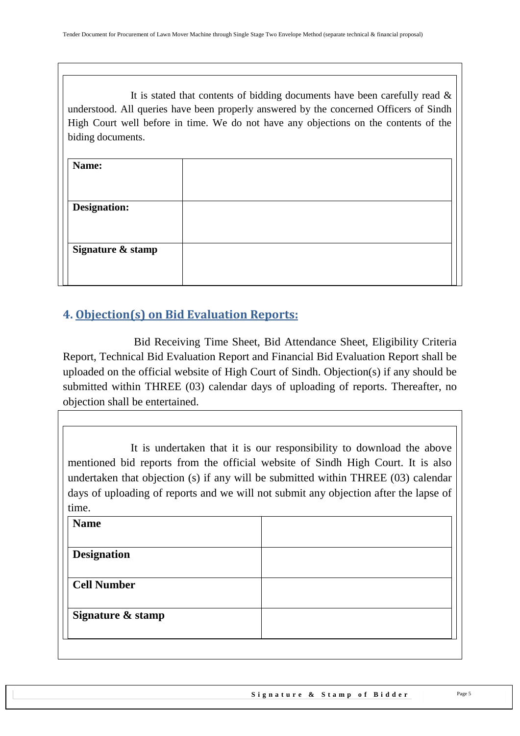It is stated that contents of bidding documents have been carefully read & understood. All queries have been properly answered by the concerned Officers of Sindh High Court well before in time. We do not have any objections on the contents of the biding documents.

| **Name:** | |
|---|---|
| **Designation:** | |
| **Signature & stamp** | |

## 4. Objection(s) on Bid Evaluation Reports:

Bid Receiving Time Sheet, Bid Attendance Sheet, Eligibility Criteria Report, Technical Bid Evaluation Report and Financial Bid Evaluation Report shall be uploaded on the official website of High Court of Sindh. Objection(s) if any should be submitted within THREE (03) calendar days of uploading of reports. Thereafter, no objection shall be entertained.

It is undertaken that it is our responsibility to download the above mentioned bid reports from the official website of Sindh High Court. It is also undertaken that objection (s) if any will be submitted within THREE (03) calendar days of uploading of reports and we will not submit any objection after the lapse of time.

| **Name** | |
|---|---|
| **Designation** | |
| **Cell Number** | |
| **Signature & stamp** | |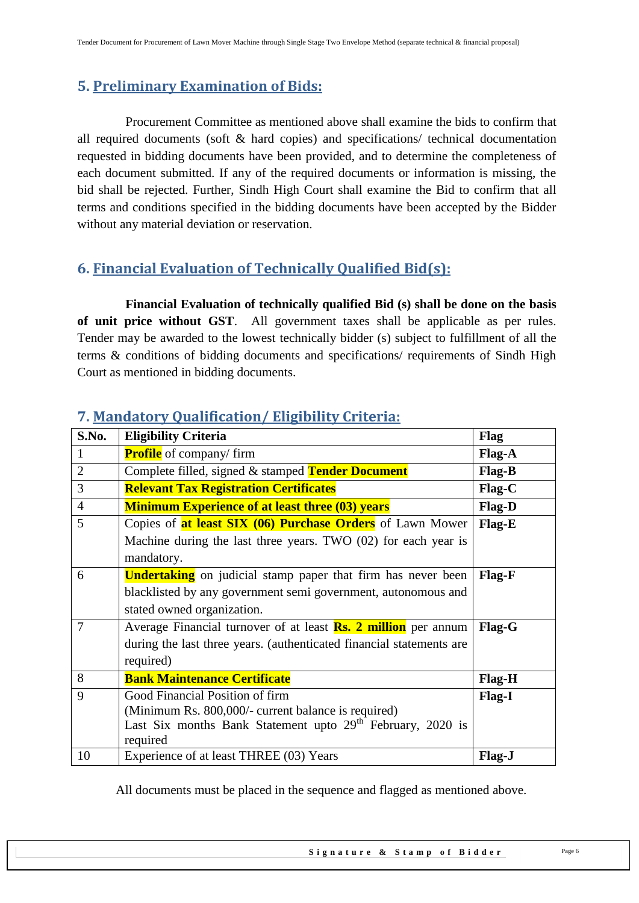## 5. Preliminary Examination of Bids:

Procurement Committee as mentioned above shall examine the bids to confirm that all required documents (soft & hard copies) and specifications/ technical documentation requested in bidding documents have been provided, and to determine the completeness of each document submitted. If any of the required documents or information is missing, the bid shall be rejected. Further, Sindh High Court shall examine the Bid to confirm that all terms and conditions specified in the bidding documents have been accepted by the Bidder without any material deviation or reservation.

## 6. Financial Evaluation of Technically Qualified Bid(s):

**Financial Evaluation of technically qualified Bid (s) shall be done on the basis of unit price without GST**. All government taxes shall be applicable as per rules. Tender may be awarded to the lowest technically bidder (s) subject to fulfillment of all the terms & conditions of bidding documents and specifications/ requirements of Sindh High Court as mentioned in bidding documents.

## 7. Mandatory Qualification/ Eligibility Criteria:

| S.No. | Eligibility Criteria | Flag |
|---|---|---|
| 1 | **Profile** of company/ firm | **Flag-A** |
| 2 | Complete filled, signed & stamped **Tender Document** | **Flag-B** |
| 3 | **Relevant Tax Registration Certificates** | **Flag-C** |
| 4 | **Minimum Experience of at least three (03) years** | **Flag-D** |
| 5 | Copies of **at least SIX (06) Purchase Orders** of Lawn Mower Machine during the last three years. TWO (02) for each year is mandatory. | **Flag-E** |
| 6 | **Undertaking** on judicial stamp paper that firm has never been blacklisted by any government semi government, autonomous and stated owned organization. | **Flag-F** |
| 7 | Average Financial turnover of at least **Rs. 2 million** per annum during the last three years. (authenticated financial statements are required) | **Flag-G** |
| 8 | **Bank Maintenance Certificate** | **Flag-H** |
| 9 | Good Financial Position of firm<br>(Minimum Rs. 800,000/- current balance is required)<br>Last Six months Bank Statement upto 29th February, 2020 is required | **Flag-I** |
| 10 | Experience of at least THREE (03) Years | **Flag-J** |

All documents must be placed in the sequence and flagged as mentioned above.

Signature & Stamp of Bidder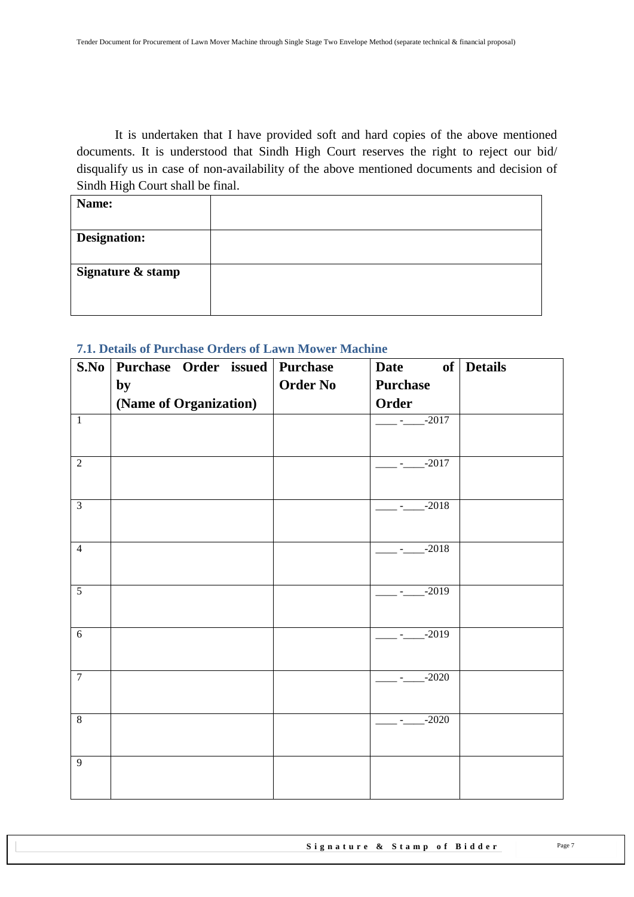It is undertaken that I have provided soft and hard copies of the above mentioned documents. It is understood that Sindh High Court reserves the right to reject our bid/ disqualify us in case of non-availability of the above mentioned documents and decision of Sindh High Court shall be final.

| **Name:** | |
|---|---|
| **Designation:** | |
| **Signature & stamp** | |

### 7.1. Details of Purchase Orders of Lawn Mower Machine

| S.No | Purchase Order issued by (Name of Organization) | Purchase Order No | Date of Purchase Order | Details |
|---|---|---|---|---|
| 1 | | | ____-____-2017 | |
| 2 | | | ____-____-2017 | |
| 3 | | | ____-____-2018 | |
| 4 | | | ____-____-2018 | |
| 5 | | | ____-____-2019 | |
| 6 | | | ____-____-2019 | |
| 7 | | | ____-____-2020 | |
| 8 | | | ____-____-2020 | |
| 9 | | | | |

**Signature & Stamp of Bidder**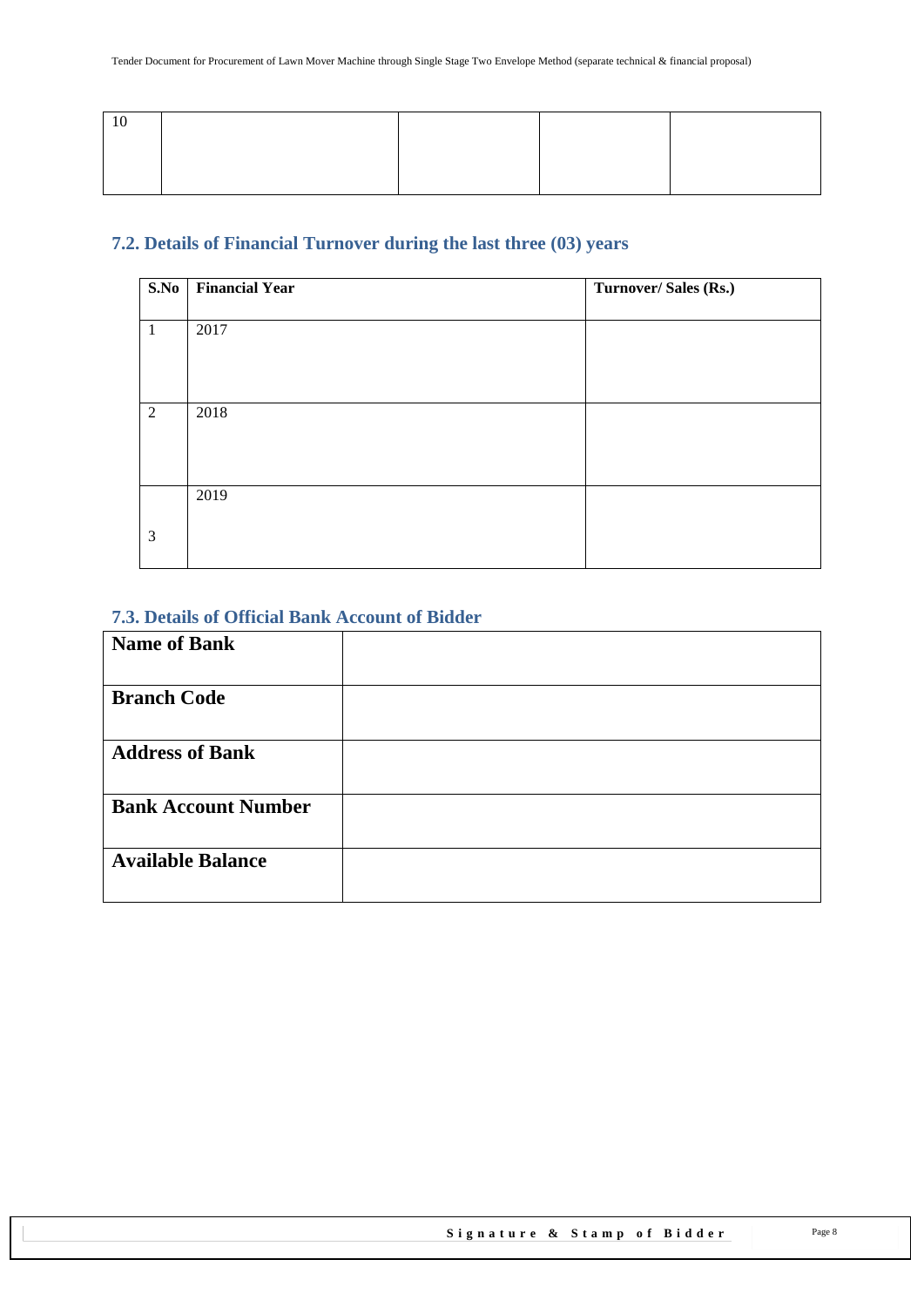| 10 | | | | |
|---|---|---|---|---|

## 7.2. Details of Financial Turnover during the last three (03) years

| S.No | Financial Year | Turnover/ Sales (Rs.) |
|---|---|---|
| 1 | 2017 | |
| 2 | 2018 | |
| 3 | 2019 | |

## 7.3. Details of Official Bank Account of Bidder

| **Name of Bank** | |
|---|---|
| **Branch Code** | |
| **Address of Bank** | |
| **Bank Account Number** | |
| **Available Balance** | |

**Signature & Stamp of Bidder**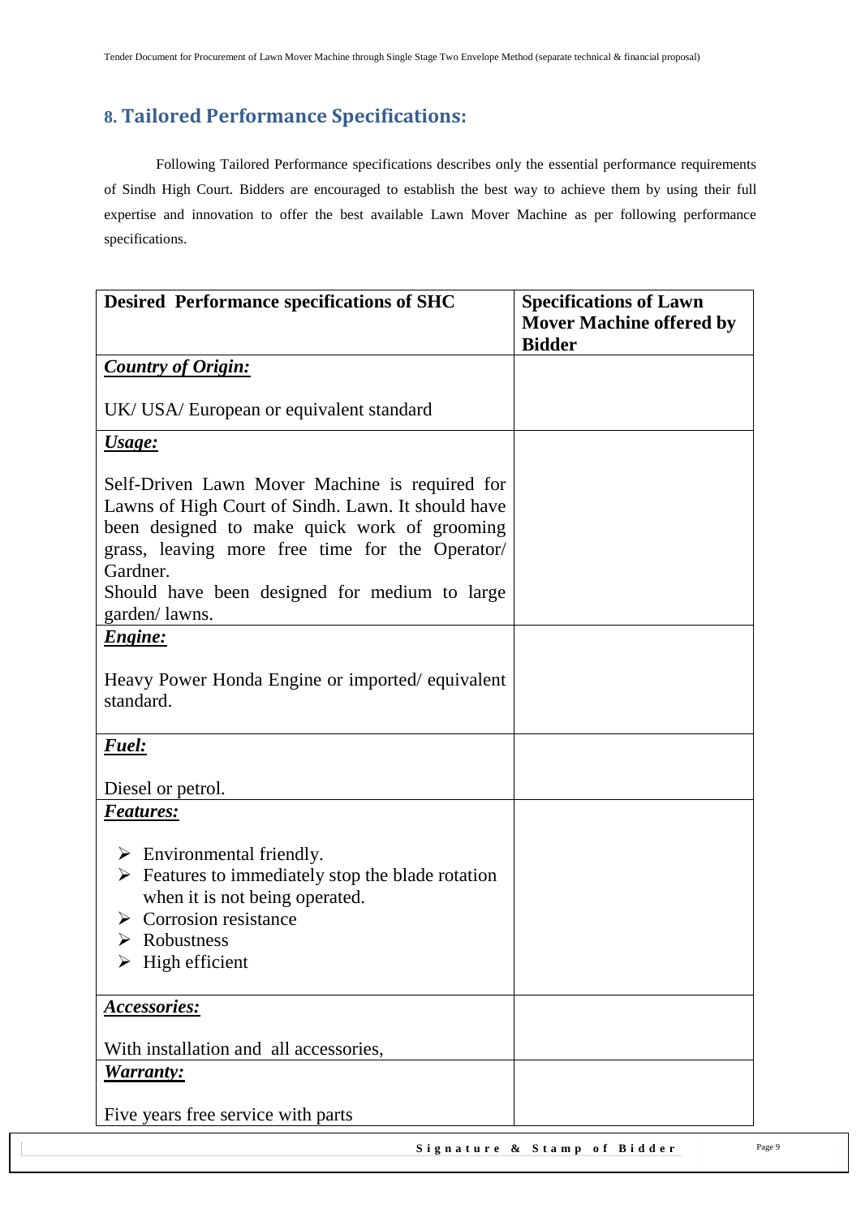## 8. Tailored Performance Specifications:

Following Tailored Performance specifications describes only the essential performance requirements of Sindh High Court. Bidders are encouraged to establish the best way to achieve them by using their full expertise and innovation to offer the best available Lawn Mover Machine as per following performance specifications.

| Desired Performance specifications of SHC | Specifications of Lawn Mover Machine offered by Bidder |
|---|---|
| ***Country of Origin:***<br><br>UK/ USA/ European or equivalent standard | |
| ***Usage:***<br><br>Self-Driven Lawn Mover Machine is required for Lawns of High Court of Sindh. Lawn. It should have been designed to make quick work of grooming grass, leaving more free time for the Operator/ Gardner.<br>Should have been designed for medium to large garden/ lawns. | |
| ***Engine:***<br><br>Heavy Power Honda Engine or imported/ equivalent standard. | |
| ***Fuel:***<br><br>Diesel or petrol. | |
| ***Features:***<br><br>➢ Environmental friendly.<br>➢ Features to immediately stop the blade rotation when it is not being operated.<br>➢ Corrosion resistance<br>➢ Robustness<br>➢ High efficient | |
| ***Accessories:***<br><br>With installation and all accessories, | |
| ***Warranty:***<br><br>Five years free service with parts | |

**Signature & Stamp of Bidder**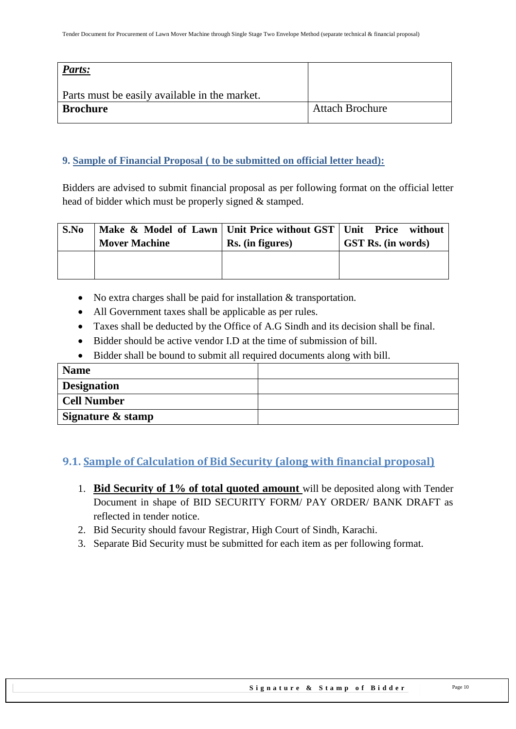| ***Parts:*** Parts must be easily available in the market. | |
| --- | --- |
| **Brochure** | Attach Brochure |

## 9. Sample of Financial Proposal ( to be submitted on official letter head):

Bidders are advised to submit financial proposal as per following format on the official letter head of bidder which must be properly signed & stamped.

| S.No | Make & Model of Lawn Mover Machine | Unit Price without GST Rs. (in figures) | Unit Price without GST Rs. (in words) |
| --- | --- | --- | --- |
| | | | |

- No extra charges shall be paid for installation & transportation.
- All Government taxes shall be applicable as per rules.
- Taxes shall be deducted by the Office of A.G Sindh and its decision shall be final.
- Bidder should be active vendor I.D at the time of submission of bill.
- Bidder shall be bound to submit all required documents along with bill.

| **Name** | |
| --- | --- |
| **Designation** | |
| **Cell Number** | |
| **Signature & stamp** | |

## 9.1. Sample of Calculation of Bid Security (along with financial proposal)

1. **Bid Security of 1% of total quoted amount** will be deposited along with Tender Document in shape of BID SECURITY FORM/ PAY ORDER/ BANK DRAFT as reflected in tender notice.
2. Bid Security should favour Registrar, High Court of Sindh, Karachi.
3. Separate Bid Security must be submitted for each item as per following format.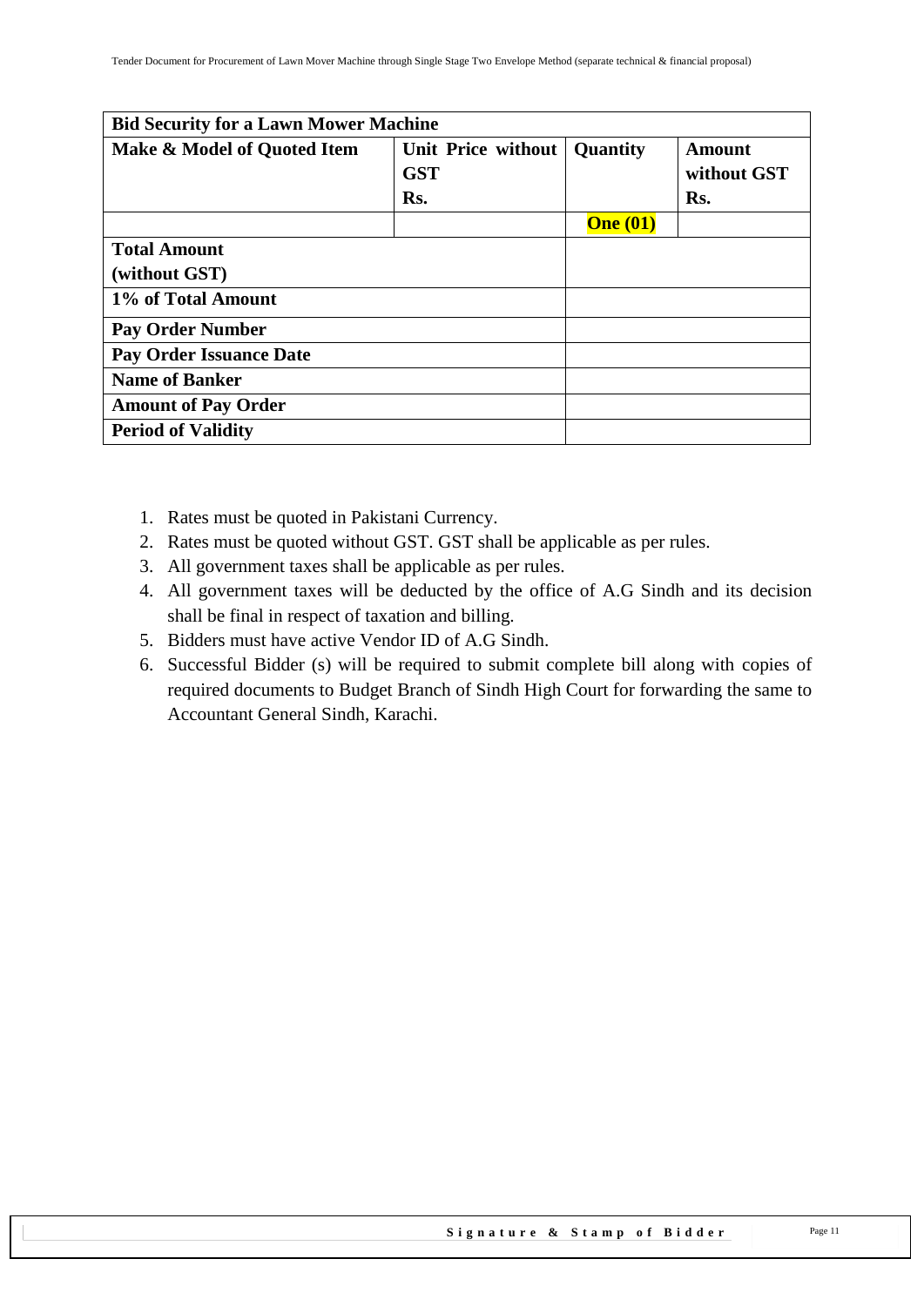| Bid Security for a Lawn Mower Machine | | | |
|---|---|---|---|
| **Make & Model of Quoted Item** | **Unit Price without GST Rs.** | **Quantity** | **Amount without GST Rs.** |
| | | **One (01)** | |
| **Total Amount (without GST)** | | | |
| **1% of Total Amount** | | | |
| **Pay Order Number** | | | |
| **Pay Order Issuance Date** | | | |
| **Name of Banker** | | | |
| **Amount of Pay Order** | | | |
| **Period of Validity** | | | |

1. Rates must be quoted in Pakistani Currency.
2. Rates must be quoted without GST. GST shall be applicable as per rules.
3. All government taxes shall be applicable as per rules.
4. All government taxes will be deducted by the office of A.G Sindh and its decision shall be final in respect of taxation and billing.
5. Bidders must have active Vendor ID of A.G Sindh.
6. Successful Bidder (s) will be required to submit complete bill along with copies of required documents to Budget Branch of Sindh High Court for forwarding the same to Accountant General Sindh, Karachi.

**Signature & Stamp of Bidder**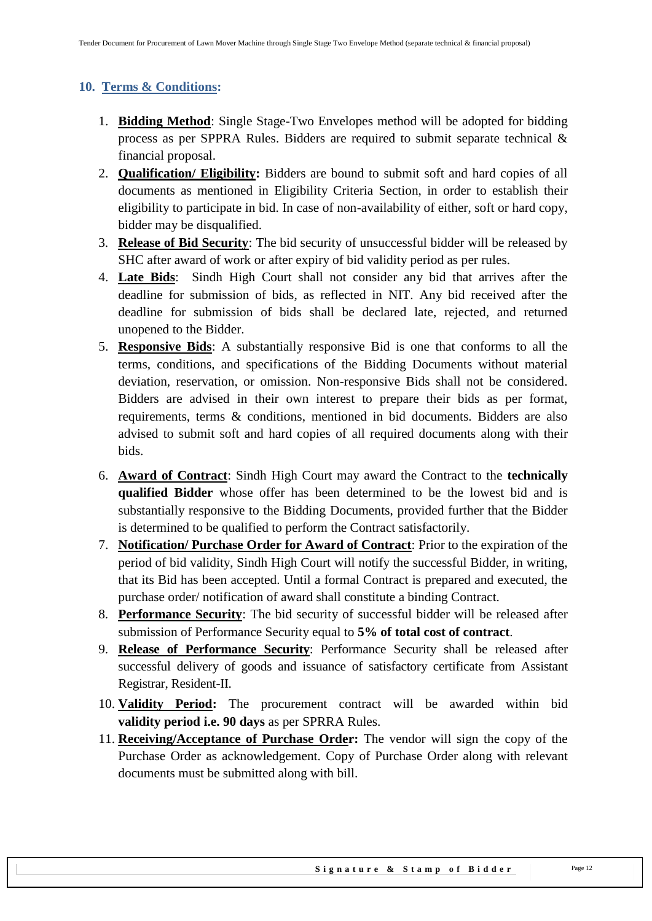## 10. Terms & Conditions:

1. **Bidding Method**: Single Stage-Two Envelopes method will be adopted for bidding process as per SPPRA Rules. Bidders are required to submit separate technical & financial proposal.
2. **Qualification/ Eligibility:** Bidders are bound to submit soft and hard copies of all documents as mentioned in Eligibility Criteria Section, in order to establish their eligibility to participate in bid. In case of non-availability of either, soft or hard copy, bidder may be disqualified.
3. **Release of Bid Security**: The bid security of unsuccessful bidder will be released by SHC after award of work or after expiry of bid validity period as per rules.
4. **Late Bids**: Sindh High Court shall not consider any bid that arrives after the deadline for submission of bids, as reflected in NIT. Any bid received after the deadline for submission of bids shall be declared late, rejected, and returned unopened to the Bidder.
5. **Responsive Bids**: A substantially responsive Bid is one that conforms to all the terms, conditions, and specifications of the Bidding Documents without material deviation, reservation, or omission. Non-responsive Bids shall not be considered. Bidders are advised in their own interest to prepare their bids as per format, requirements, terms & conditions, mentioned in bid documents. Bidders are also advised to submit soft and hard copies of all required documents along with their bids.
6. **Award of Contract**: Sindh High Court may award the Contract to the **technically qualified Bidder** whose offer has been determined to be the lowest bid and is substantially responsive to the Bidding Documents, provided further that the Bidder is determined to be qualified to perform the Contract satisfactorily.
7. **Notification/ Purchase Order for Award of Contract**: Prior to the expiration of the period of bid validity, Sindh High Court will notify the successful Bidder, in writing, that its Bid has been accepted. Until a formal Contract is prepared and executed, the purchase order/ notification of award shall constitute a binding Contract.
8. **Performance Security**: The bid security of successful bidder will be released after submission of Performance Security equal to **5% of total cost of contract**.
9. **Release of Performance Security**: Performance Security shall be released after successful delivery of goods and issuance of satisfactory certificate from Assistant Registrar, Resident-II.
10. **Validity Period:** The procurement contract will be awarded within bid **validity period i.e. 90 days** as per SPRRA Rules.
11. **Receiving/Acceptance of Purchase Order:** The vendor will sign the copy of the Purchase Order as acknowledgement. Copy of Purchase Order along with relevant documents must be submitted along with bill.

**Signature & Stamp of Bidder**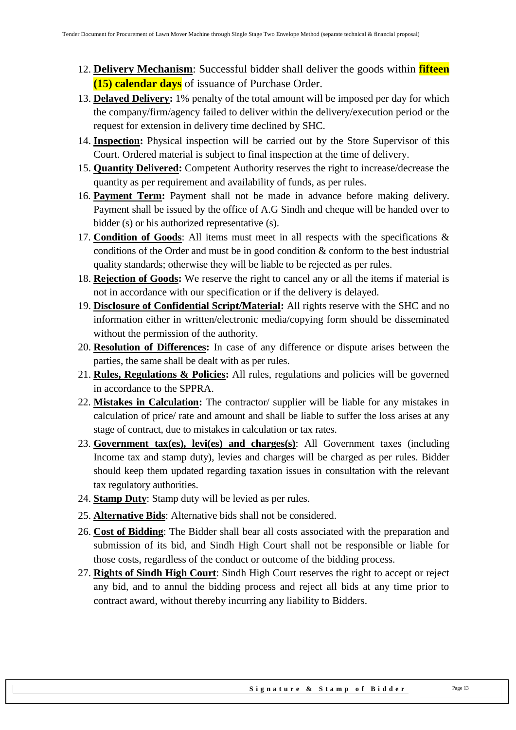12. **Delivery Mechanism**: Successful bidder shall deliver the goods within **fifteen (15) calendar days** of issuance of Purchase Order.
13. **Delayed Delivery:** 1% penalty of the total amount will be imposed per day for which the company/firm/agency failed to deliver within the delivery/execution period or the request for extension in delivery time declined by SHC.
14. **Inspection:** Physical inspection will be carried out by the Store Supervisor of this Court. Ordered material is subject to final inspection at the time of delivery.
15. **Quantity Delivered:** Competent Authority reserves the right to increase/decrease the quantity as per requirement and availability of funds, as per rules.
16. **Payment Term:** Payment shall not be made in advance before making delivery. Payment shall be issued by the office of A.G Sindh and cheque will be handed over to bidder (s) or his authorized representative (s).
17. **Condition of Goods**: All items must meet in all respects with the specifications & conditions of the Order and must be in good condition & conform to the best industrial quality standards; otherwise they will be liable to be rejected as per rules.
18. **Rejection of Goods:** We reserve the right to cancel any or all the items if material is not in accordance with our specification or if the delivery is delayed.
19. **Disclosure of Confidential Script/Material:** All rights reserve with the SHC and no information either in written/electronic media/copying form should be disseminated without the permission of the authority.
20. **Resolution of Differences:** In case of any difference or dispute arises between the parties, the same shall be dealt with as per rules.
21. **Rules, Regulations & Policies:** All rules, regulations and policies will be governed in accordance to the SPPRA.
22. **Mistakes in Calculation:** The contractor/ supplier will be liable for any mistakes in calculation of price/ rate and amount and shall be liable to suffer the loss arises at any stage of contract, due to mistakes in calculation or tax rates.
23. **Government tax(es), levi(es) and charges(s)**: All Government taxes (including Income tax and stamp duty), levies and charges will be charged as per rules. Bidder should keep them updated regarding taxation issues in consultation with the relevant tax regulatory authorities.
24. **Stamp Duty**: Stamp duty will be levied as per rules.
25. **Alternative Bids**: Alternative bids shall not be considered.
26. **Cost of Bidding**: The Bidder shall bear all costs associated with the preparation and submission of its bid, and Sindh High Court shall not be responsible or liable for those costs, regardless of the conduct or outcome of the bidding process.
27. **Rights of Sindh High Court**: Sindh High Court reserves the right to accept or reject any bid, and to annul the bidding process and reject all bids at any time prior to contract award, without thereby incurring any liability to Bidders.

**Signature & Stamp of Bidder**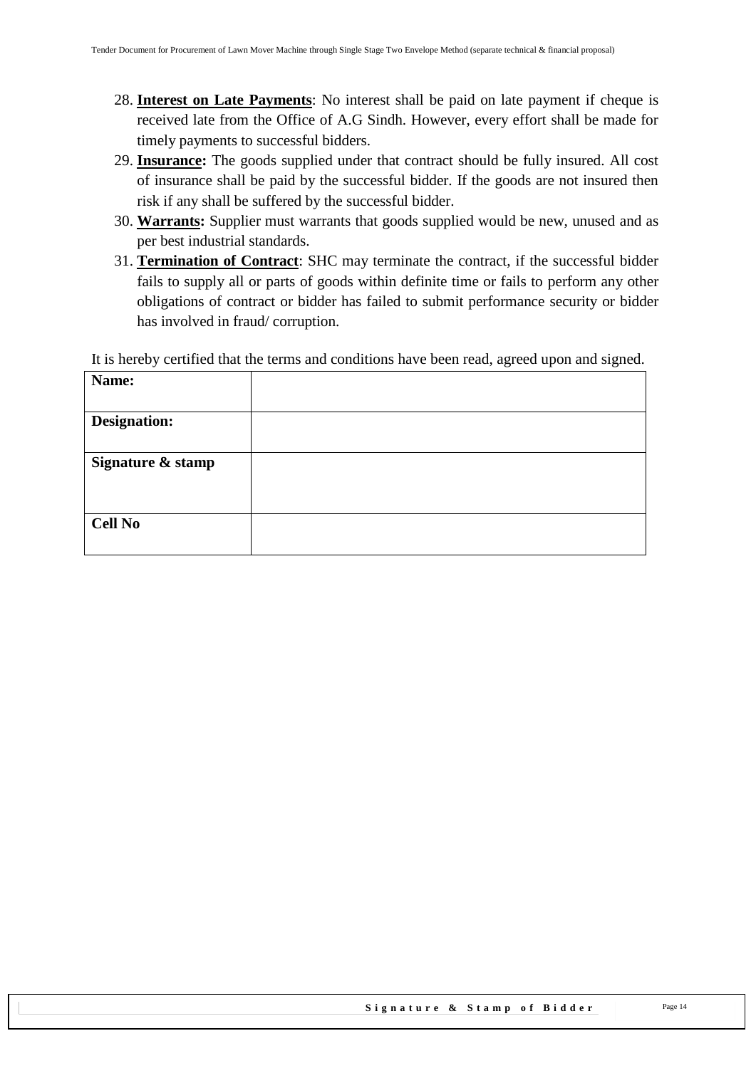28. **Interest on Late Payments**: No interest shall be paid on late payment if cheque is received late from the Office of A.G Sindh. However, every effort shall be made for timely payments to successful bidders.
29. **Insurance:** The goods supplied under that contract should be fully insured. All cost of insurance shall be paid by the successful bidder. If the goods are not insured then risk if any shall be suffered by the successful bidder.
30. **Warrants:** Supplier must warrants that goods supplied would be new, unused and as per best industrial standards.
31. **Termination of Contract**: SHC may terminate the contract, if the successful bidder fails to supply all or parts of goods within definite time or fails to perform any other obligations of contract or bidder has failed to submit performance security or bidder has involved in fraud/ corruption.

It is hereby certified that the terms and conditions have been read, agreed upon and signed.

| **Name:** | |
|---|---|
| **Designation:** | |
| **Signature & stamp** | |
| **Cell No** | |

**Signature & Stamp of Bidder**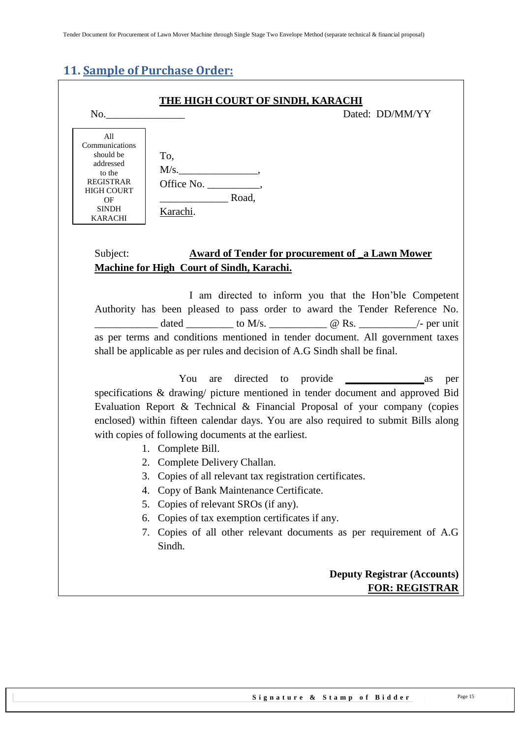## 11. Sample of Purchase Order:

**THE HIGH COURT OF SINDH, KARACHI**

No.______________ Dated: DD/MM/YY

| All Communications should be addressed to the REGISTRAR HIGH COURT OF SINDH KARACHI |
|---|

To,
M/s._______________,
Office No. __________,
_____________ Road,
Karachi.

Subject: **Award of Tender for procurement of _a Lawn Mower Machine for High Court of Sindh, Karachi.**

I am directed to inform you that the Hon'ble Competent Authority has been pleased to pass order to award the Tender Reference No. ___________ dated _________ to M/s. ___________ @ Rs. ___________/- per unit as per terms and conditions mentioned in tender document. All government taxes shall be applicable as per rules and decision of A.G Sindh shall be final.

You are directed to provide ______________ as per specifications & drawing/ picture mentioned in tender document and approved Bid Evaluation Report & Technical & Financial Proposal of your company (copies enclosed) within fifteen calendar days. You are also required to submit Bills along with copies of following documents at the earliest.

1. Complete Bill.
2. Complete Delivery Challan.
3. Copies of all relevant tax registration certificates.
4. Copy of Bank Maintenance Certificate.
5. Copies of relevant SROs (if any).
6. Copies of tax exemption certificates if any.
7. Copies of all other relevant documents as per requirement of A.G Sindh.

**Deputy Registrar (Accounts)**
**FOR: REGISTRAR**

Signature & Stamp of Bidder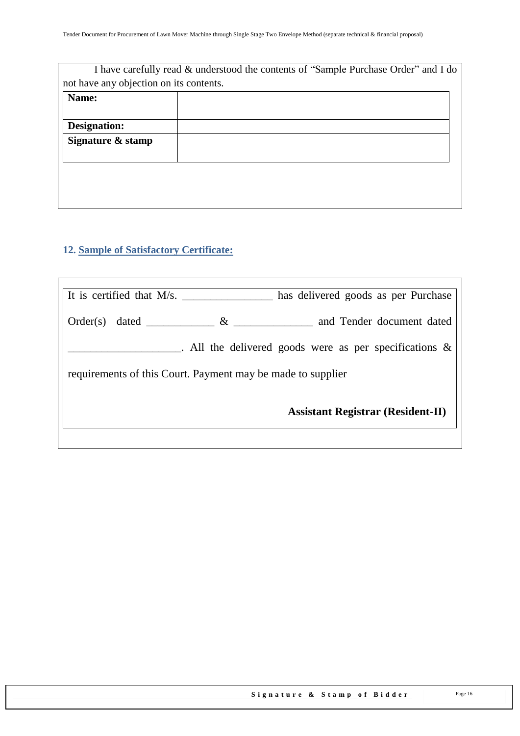I have carefully read & understood the contents of "Sample Purchase Order" and I do not have any objection on its contents.

| | |
|---|---|
| **Name:** | |
| **Designation:** | |
| **Signature & stamp** | |

## 12. Sample of Satisfactory Certificate:

It is certified that M/s. ________________ has delivered goods as per Purchase Order(s) dated ____________ & ______________ and Tender document dated ____________________. All the delivered goods were as per specifications & requirements of this Court. Payment may be made to supplier

**Assistant Registrar (Resident-II)**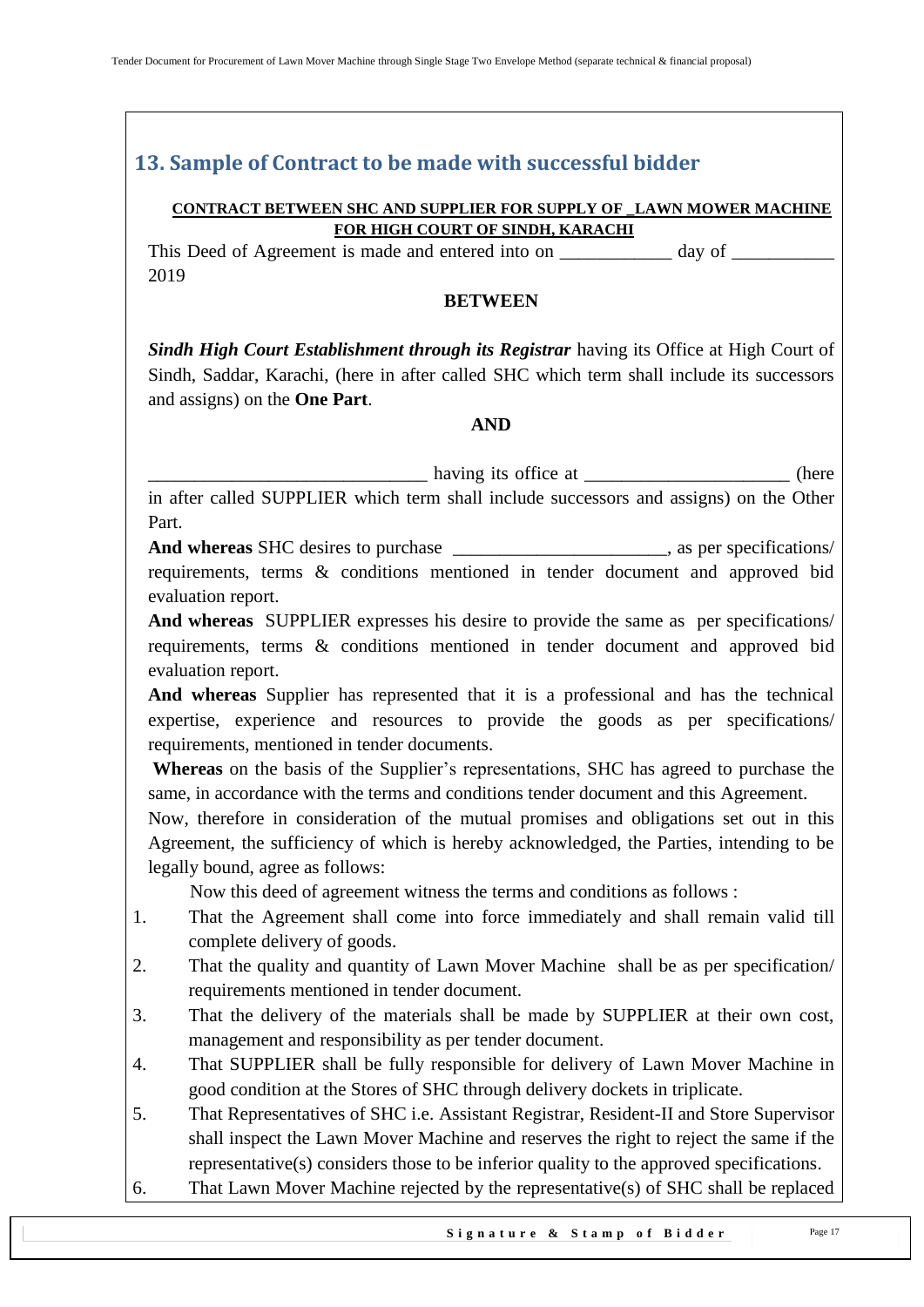## 13. Sample of Contract to be made with successful bidder

**CONTRACT BETWEEN SHC AND SUPPLIER FOR SUPPLY OF _LAWN MOWER MACHINE FOR HIGH COURT OF SINDH, KARACHI**

This Deed of Agreement is made and entered into on ____________ day of ___________ 2019

**BETWEEN**

***Sindh High Court Establishment through its Registrar*** having its Office at High Court of Sindh, Saddar, Karachi, (here in after called SHC which term shall include its successors and assigns) on the **One Part**.

**AND**

______________________________ having its office at ______________________ (here in after called SUPPLIER which term shall include successors and assigns) on the Other Part.

**And whereas** SHC desires to purchase _______________________, as per specifications/ requirements, terms & conditions mentioned in tender document and approved bid evaluation report.

**And whereas** SUPPLIER expresses his desire to provide the same as per specifications/ requirements, terms & conditions mentioned in tender document and approved bid evaluation report.

**And whereas** Supplier has represented that it is a professional and has the technical expertise, experience and resources to provide the goods as per specifications/ requirements, mentioned in tender documents.

**Whereas** on the basis of the Supplier's representations, SHC has agreed to purchase the same, in accordance with the terms and conditions tender document and this Agreement.

Now, therefore in consideration of the mutual promises and obligations set out in this Agreement, the sufficiency of which is hereby acknowledged, the Parties, intending to be legally bound, agree as follows:

Now this deed of agreement witness the terms and conditions as follows :

1. That the Agreement shall come into force immediately and shall remain valid till complete delivery of goods.
2. That the quality and quantity of Lawn Mover Machine shall be as per specification/ requirements mentioned in tender document.
3. That the delivery of the materials shall be made by SUPPLIER at their own cost, management and responsibility as per tender document.
4. That SUPPLIER shall be fully responsible for delivery of Lawn Mover Machine in good condition at the Stores of SHC through delivery dockets in triplicate.
5. That Representatives of SHC i.e. Assistant Registrar, Resident-II and Store Supervisor shall inspect the Lawn Mover Machine and reserves the right to reject the same if the representative(s) considers those to be inferior quality to the approved specifications.
6. That Lawn Mover Machine rejected by the representative(s) of SHC shall be replaced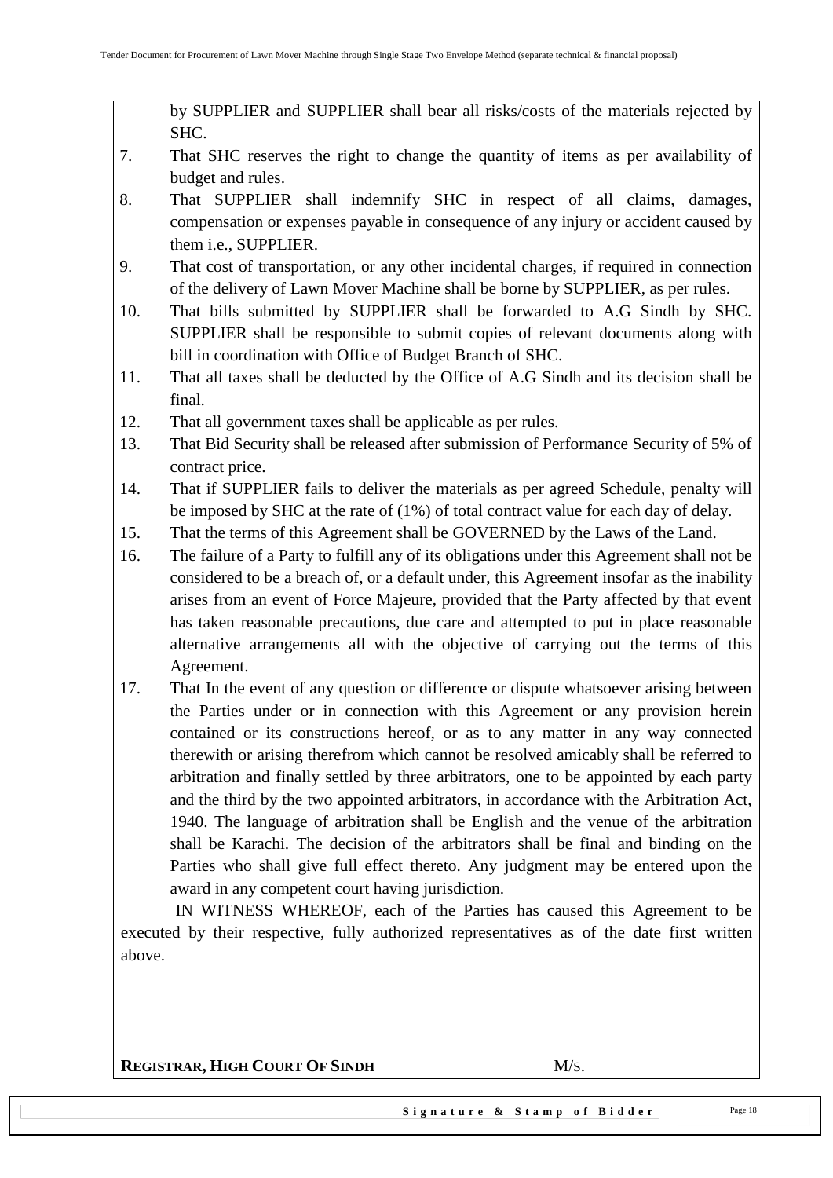by SUPPLIER and SUPPLIER shall bear all risks/costs of the materials rejected by SHC.

7. That SHC reserves the right to change the quantity of items as per availability of budget and rules.
8. That SUPPLIER shall indemnify SHC in respect of all claims, damages, compensation or expenses payable in consequence of any injury or accident caused by them i.e., SUPPLIER.
9. That cost of transportation, or any other incidental charges, if required in connection of the delivery of Lawn Mover Machine shall be borne by SUPPLIER, as per rules.
10. That bills submitted by SUPPLIER shall be forwarded to A.G Sindh by SHC. SUPPLIER shall be responsible to submit copies of relevant documents along with bill in coordination with Office of Budget Branch of SHC.
11. That all taxes shall be deducted by the Office of A.G Sindh and its decision shall be final.
12. That all government taxes shall be applicable as per rules.
13. That Bid Security shall be released after submission of Performance Security of 5% of contract price.
14. That if SUPPLIER fails to deliver the materials as per agreed Schedule, penalty will be imposed by SHC at the rate of (1%) of total contract value for each day of delay.
15. That the terms of this Agreement shall be GOVERNED by the Laws of the Land.
16. The failure of a Party to fulfill any of its obligations under this Agreement shall not be considered to be a breach of, or a default under, this Agreement insofar as the inability arises from an event of Force Majeure, provided that the Party affected by that event has taken reasonable precautions, due care and attempted to put in place reasonable alternative arrangements all with the objective of carrying out the terms of this Agreement.
17. That In the event of any question or difference or dispute whatsoever arising between the Parties under or in connection with this Agreement or any provision herein contained or its constructions hereof, or as to any matter in any way connected therewith or arising therefrom which cannot be resolved amicably shall be referred to arbitration and finally settled by three arbitrators, one to be appointed by each party and the third by the two appointed arbitrators, in accordance with the Arbitration Act, 1940. The language of arbitration shall be English and the venue of the arbitration shall be Karachi. The decision of the arbitrators shall be final and binding on the Parties who shall give full effect thereto. Any judgment may be entered upon the award in any competent court having jurisdiction.

IN WITNESS WHEREOF, each of the Parties has caused this Agreement to be executed by their respective, fully authorized representatives as of the date first written above.

**REGISTRAR, HIGH COURT OF SINDH** M/S.

Signature & Stamp of Bidder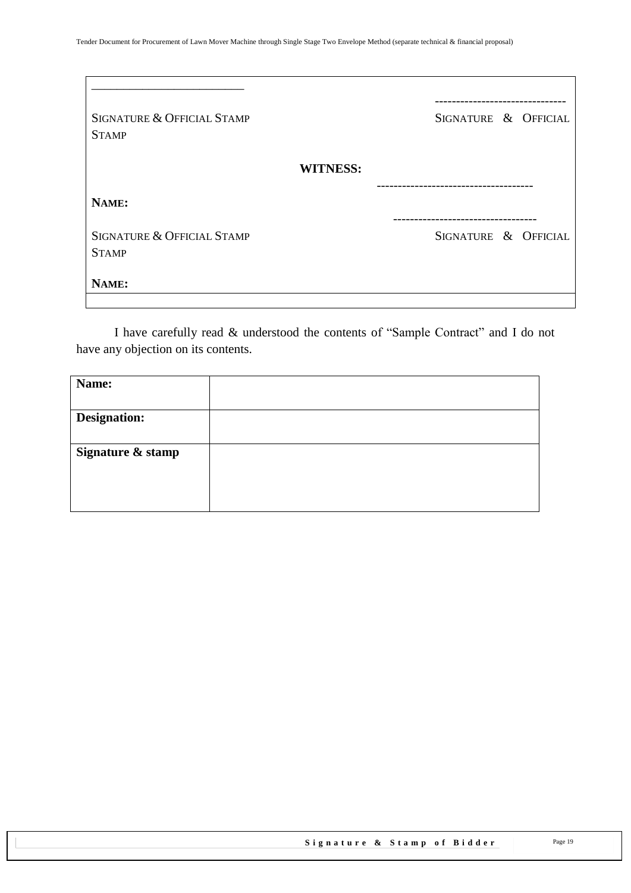| | |
|---|---|
| \_\_\_\_\_\_\_\_\_\_\_\_\_\_\_\_\_\_\_\_\_\_\_\_\_\_ | ------------------------------- |
| SIGNATURE & OFFICIAL STAMP | SIGNATURE & OFFICIAL STAMP |
| **WITNESS:** | |
| | ------------------------------------ |
| **NAME:** | |
| | --------------------------------- |
| SIGNATURE & OFFICIAL STAMP | SIGNATURE & OFFICIAL STAMP |
| **NAME:** | |

I have carefully read & understood the contents of "Sample Contract" and I do not have any objection on its contents.

| **Name:** | |
|---|---|
| **Designation:** | |
| **Signature & stamp** | |

**Signature & Stamp of Bidder**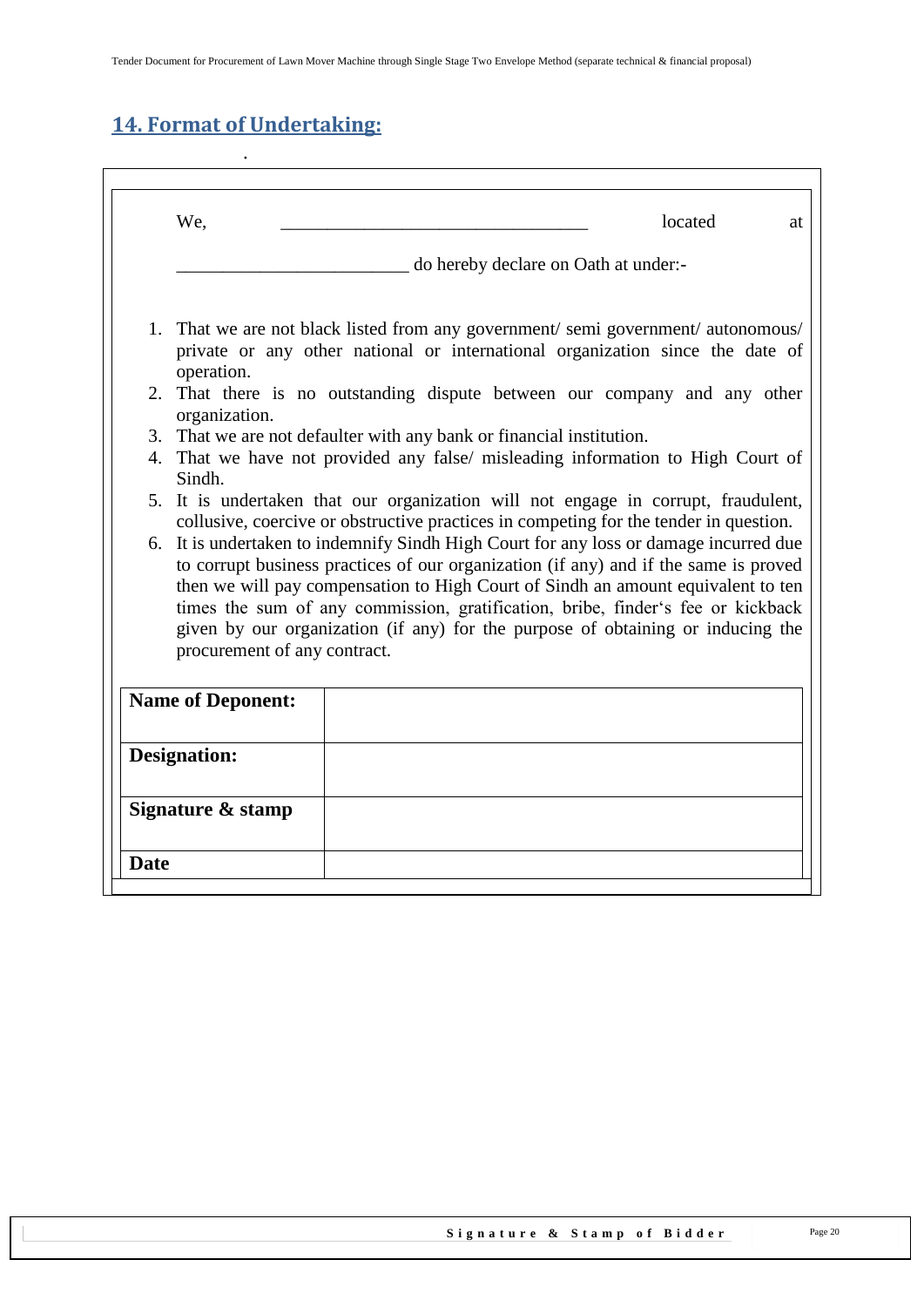## 14. Format of Undertaking:

We, ________________________________ located at ________________________ do hereby declare on Oath at under:-

1. That we are not black listed from any government/ semi government/ autonomous/ private or any other national or international organization since the date of operation.
2. That there is no outstanding dispute between our company and any other organization.
3. That we are not defaulter with any bank or financial institution.
4. That we have not provided any false/ misleading information to High Court of Sindh.
5. It is undertaken that our organization will not engage in corrupt, fraudulent, collusive, coercive or obstructive practices in competing for the tender in question.
6. It is undertaken to indemnify Sindh High Court for any loss or damage incurred due to corrupt business practices of our organization (if any) and if the same is proved then we will pay compensation to High Court of Sindh an amount equivalent to ten times the sum of any commission, gratification, bribe, finder's fee or kickback given by our organization (if any) for the purpose of obtaining or inducing the procurement of any contract.

| **Name of Deponent:** | |
|---|---|
| **Designation:** | |
| **Signature & stamp** | |
| **Date** | |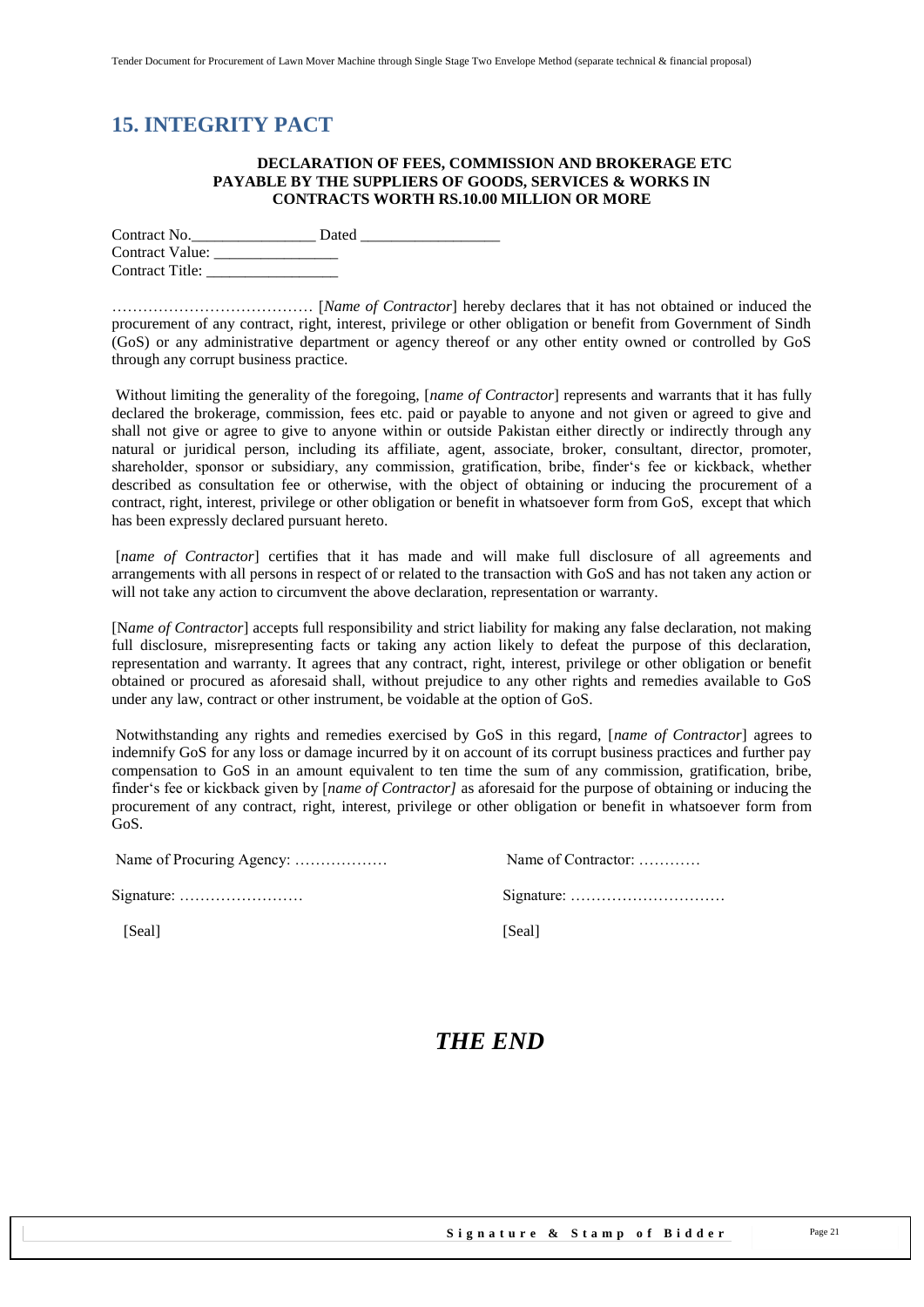## 15. INTEGRITY PACT

**DECLARATION OF FEES, COMMISSION AND BROKERAGE ETC PAYABLE BY THE SUPPLIERS OF GOODS, SERVICES & WORKS IN CONTRACTS WORTH RS.10.00 MILLION OR MORE**

Contract No.________________ Dated __________________
Contract Value: ________________
Contract Title: _________________

………………………………… [*Name of Contractor*] hereby declares that it has not obtained or induced the procurement of any contract, right, interest, privilege or other obligation or benefit from Government of Sindh (GoS) or any administrative department or agency thereof or any other entity owned or controlled by GoS through any corrupt business practice.

Without limiting the generality of the foregoing, [*name of Contractor*] represents and warrants that it has fully declared the brokerage, commission, fees etc. paid or payable to anyone and not given or agreed to give and shall not give or agree to give to anyone within or outside Pakistan either directly or indirectly through any natural or juridical person, including its affiliate, agent, associate, broker, consultant, director, promoter, shareholder, sponsor or subsidiary, any commission, gratification, bribe, finder's fee or kickback, whether described as consultation fee or otherwise, with the object of obtaining or inducing the procurement of a contract, right, interest, privilege or other obligation or benefit in whatsoever form from GoS, except that which has been expressly declared pursuant hereto.

[*name of Contractor*] certifies that it has made and will make full disclosure of all agreements and arrangements with all persons in respect of or related to the transaction with GoS and has not taken any action or will not take any action to circumvent the above declaration, representation or warranty.

[N*ame of Contractor*] accepts full responsibility and strict liability for making any false declaration, not making full disclosure, misrepresenting facts or taking any action likely to defeat the purpose of this declaration, representation and warranty. It agrees that any contract, right, interest, privilege or other obligation or benefit obtained or procured as aforesaid shall, without prejudice to any other rights and remedies available to GoS under any law, contract or other instrument, be voidable at the option of GoS.

Notwithstanding any rights and remedies exercised by GoS in this regard, [*name of Contractor*] agrees to indemnify GoS for any loss or damage incurred by it on account of its corrupt business practices and further pay compensation to GoS in an amount equivalent to ten time the sum of any commission, gratification, bribe, finder's fee or kickback given by [*name of Contractor]* as aforesaid for the purpose of obtaining or inducing the procurement of any contract, right, interest, privilege or other obligation or benefit in whatsoever form from GoS.

| | |
|---|---|
| Name of Procuring Agency: ……………… | Name of Contractor: ………… |
| Signature: …………………… | Signature: ………………………… |
| [Seal] | [Seal] |

***THE END***